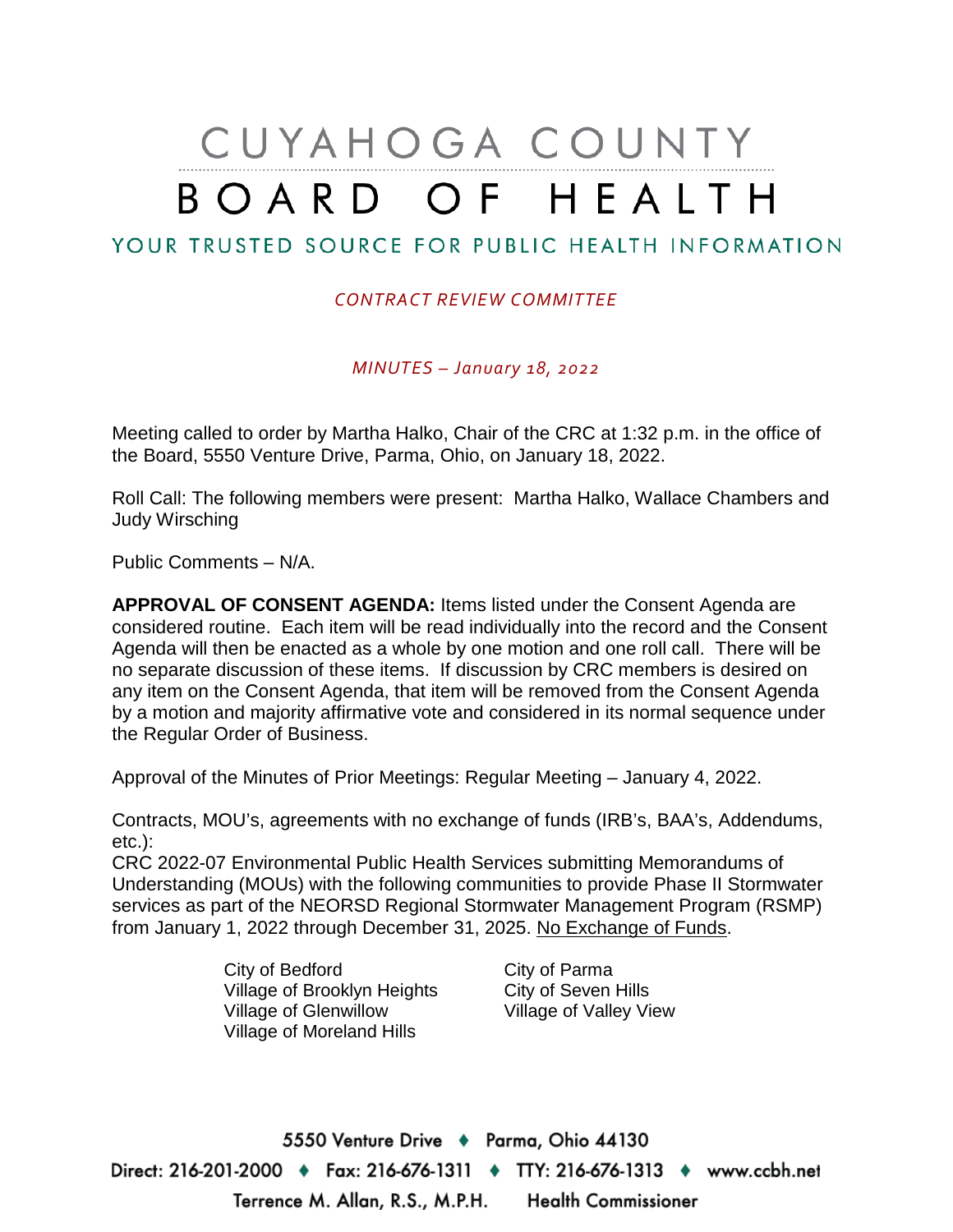# CUYAHOGA COUNTY
# BOARD OF HEALTH

## YOUR TRUSTED SOURCE FOR PUBLIC HEALTH INFORMATION

*CONTRACT REVIEW COMMITTEE*

*MINUTES – January 18, 2022*

Meeting called to order by Martha Halko, Chair of the CRC at 1:32 p.m. in the office of the Board, 5550 Venture Drive, Parma, Ohio, on January 18, 2022.

Roll Call: The following members were present: Martha Halko, Wallace Chambers and Judy Wirsching

Public Comments – N/A.

**APPROVAL OF CONSENT AGENDA:** Items listed under the Consent Agenda are considered routine. Each item will be read individually into the record and the Consent Agenda will then be enacted as a whole by one motion and one roll call. There will be no separate discussion of these items. If discussion by CRC members is desired on any item on the Consent Agenda, that item will be removed from the Consent Agenda by a motion and majority affirmative vote and considered in its normal sequence under the Regular Order of Business.

Approval of the Minutes of Prior Meetings: Regular Meeting – January 4, 2022.

Contracts, MOU's, agreements with no exchange of funds (IRB's, BAA's, Addendums, etc.):

CRC 2022-07 Environmental Public Health Services submitting Memorandums of Understanding (MOUs) with the following communities to provide Phase II Stormwater services as part of the NEORSD Regional Stormwater Management Program (RSMP) from January 1, 2022 through December 31, 2025. No Exchange of Funds.

- City of Bedford
- Village of Brooklyn Heights
- Village of Glenwillow
- Village of Moreland Hills
- City of Parma
- City of Seven Hills
- Village of Valley View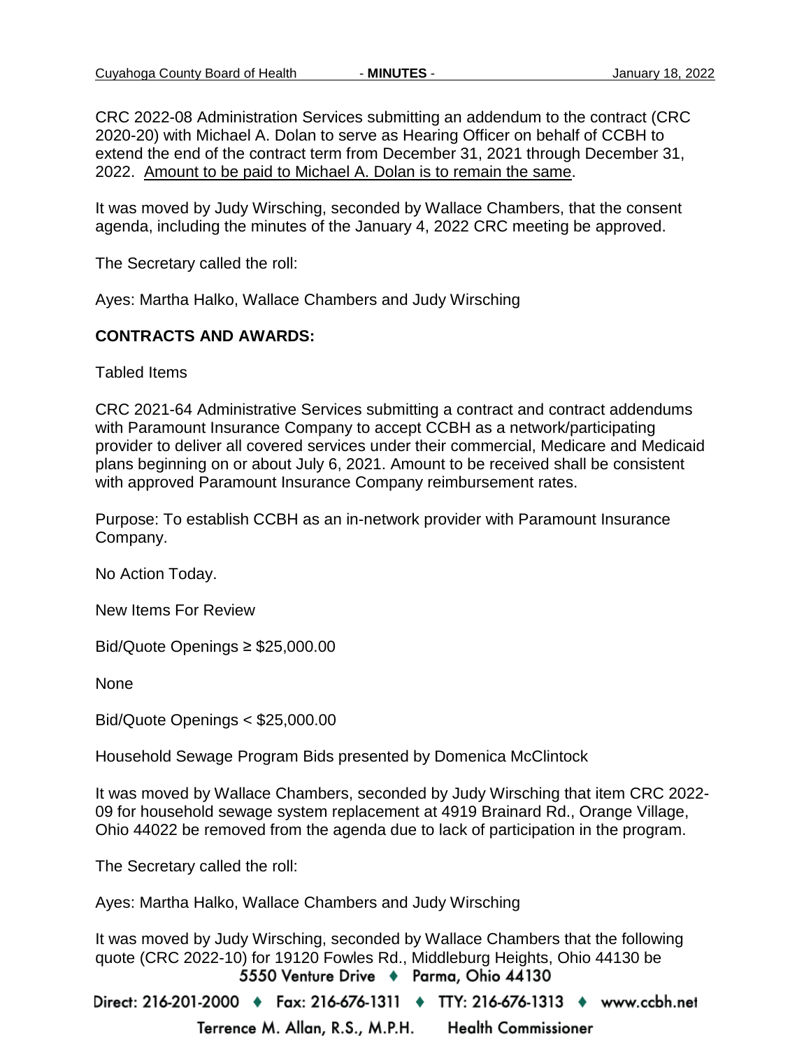CRC 2022-08 Administration Services submitting an addendum to the contract (CRC 2020-20) with Michael A. Dolan to serve as Hearing Officer on behalf of CCBH to extend the end of the contract term from December 31, 2021 through December 31, 2022. <u>Amount to be paid to Michael A. Dolan is to remain the same</u>.

It was moved by Judy Wirsching, seconded by Wallace Chambers, that the consent agenda, including the minutes of the January 4, 2022 CRC meeting be approved.

The Secretary called the roll:

Ayes: Martha Halko, Wallace Chambers and Judy Wirsching

**CONTRACTS AND AWARDS:**

Tabled Items

CRC 2021-64 Administrative Services submitting a contract and contract addendums with Paramount Insurance Company to accept CCBH as a network/participating provider to deliver all covered services under their commercial, Medicare and Medicaid plans beginning on or about July 6, 2021. Amount to be received shall be consistent with approved Paramount Insurance Company reimbursement rates.

Purpose: To establish CCBH as an in-network provider with Paramount Insurance Company.

No Action Today.

New Items For Review

Bid/Quote Openings ≥ $25,000.00

None

Bid/Quote Openings < $25,000.00

Household Sewage Program Bids presented by Domenica McClintock

It was moved by Wallace Chambers, seconded by Judy Wirsching that item CRC 2022-09 for household sewage system replacement at 4919 Brainard Rd., Orange Village, Ohio 44022 be removed from the agenda due to lack of participation in the program.

The Secretary called the roll:

Ayes: Martha Halko, Wallace Chambers and Judy Wirsching

It was moved by Judy Wirsching, seconded by Wallace Chambers that the following quote (CRC 2022-10) for 19120 Fowles Rd., Middleburg Heights, Ohio 44130 be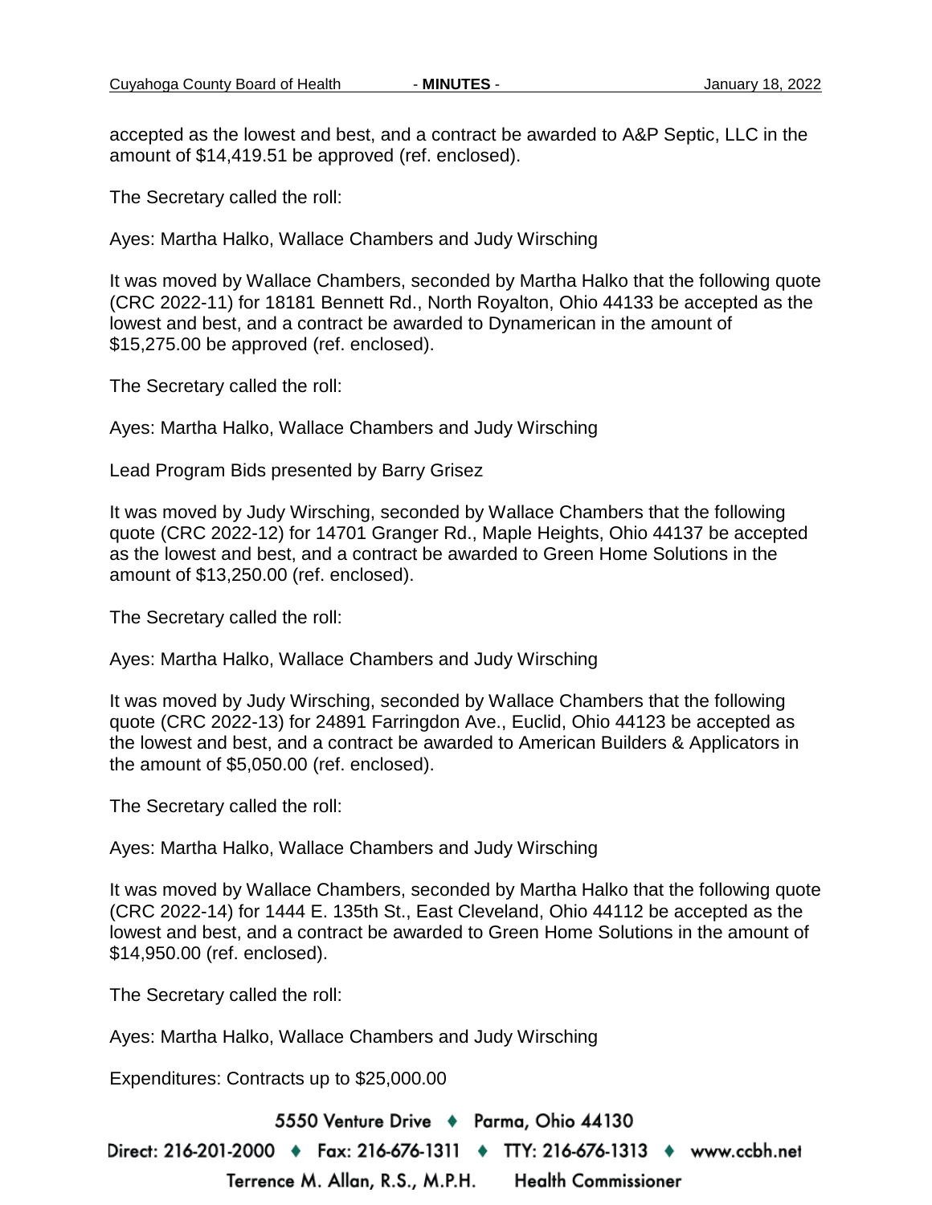accepted as the lowest and best, and a contract be awarded to A&P Septic, LLC in the amount of $14,419.51 be approved (ref. enclosed).

The Secretary called the roll:

Ayes: Martha Halko, Wallace Chambers and Judy Wirsching

It was moved by Wallace Chambers, seconded by Martha Halko that the following quote (CRC 2022-11) for 18181 Bennett Rd., North Royalton, Ohio 44133 be accepted as the lowest and best, and a contract be awarded to Dynamerican in the amount of $15,275.00 be approved (ref. enclosed).

The Secretary called the roll:

Ayes: Martha Halko, Wallace Chambers and Judy Wirsching

Lead Program Bids presented by Barry Grisez

It was moved by Judy Wirsching, seconded by Wallace Chambers that the following quote (CRC 2022-12) for 14701 Granger Rd., Maple Heights, Ohio 44137 be accepted as the lowest and best, and a contract be awarded to Green Home Solutions in the amount of $13,250.00 (ref. enclosed).

The Secretary called the roll:

Ayes: Martha Halko, Wallace Chambers and Judy Wirsching

It was moved by Judy Wirsching, seconded by Wallace Chambers that the following quote (CRC 2022-13) for 24891 Farringdon Ave., Euclid, Ohio 44123 be accepted as the lowest and best, and a contract be awarded to American Builders & Applicators in the amount of $5,050.00 (ref. enclosed).

The Secretary called the roll:

Ayes: Martha Halko, Wallace Chambers and Judy Wirsching

It was moved by Wallace Chambers, seconded by Martha Halko that the following quote (CRC 2022-14) for 1444 E. 135th St., East Cleveland, Ohio 44112 be accepted as the lowest and best, and a contract be awarded to Green Home Solutions in the amount of $14,950.00 (ref. enclosed).

The Secretary called the roll:

Ayes: Martha Halko, Wallace Chambers and Judy Wirsching

Expenditures: Contracts up to $25,000.00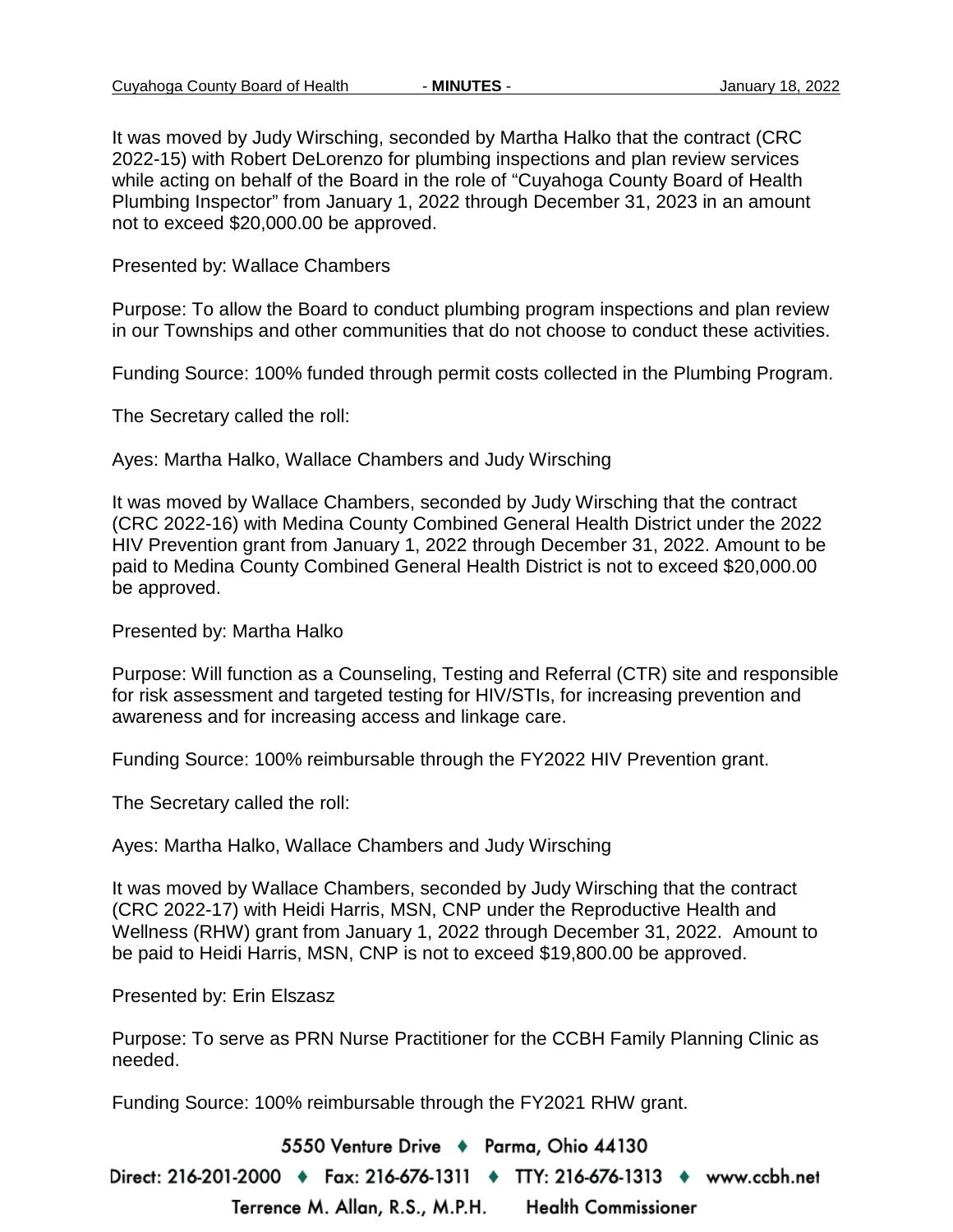It was moved by Judy Wirsching, seconded by Martha Halko that the contract (CRC 2022-15) with Robert DeLorenzo for plumbing inspections and plan review services while acting on behalf of the Board in the role of "Cuyahoga County Board of Health Plumbing Inspector" from January 1, 2022 through December 31, 2023 in an amount not to exceed $20,000.00 be approved.

Presented by: Wallace Chambers

Purpose: To allow the Board to conduct plumbing program inspections and plan review in our Townships and other communities that do not choose to conduct these activities.

Funding Source: 100% funded through permit costs collected in the Plumbing Program.

The Secretary called the roll:

Ayes: Martha Halko, Wallace Chambers and Judy Wirsching

It was moved by Wallace Chambers, seconded by Judy Wirsching that the contract (CRC 2022-16) with Medina County Combined General Health District under the 2022 HIV Prevention grant from January 1, 2022 through December 31, 2022. Amount to be paid to Medina County Combined General Health District is not to exceed $20,000.00 be approved.

Presented by: Martha Halko

Purpose: Will function as a Counseling, Testing and Referral (CTR) site and responsible for risk assessment and targeted testing for HIV/STIs, for increasing prevention and awareness and for increasing access and linkage care.

Funding Source: 100% reimbursable through the FY2022 HIV Prevention grant.

The Secretary called the roll:

Ayes: Martha Halko, Wallace Chambers and Judy Wirsching

It was moved by Wallace Chambers, seconded by Judy Wirsching that the contract (CRC 2022-17) with Heidi Harris, MSN, CNP under the Reproductive Health and Wellness (RHW) grant from January 1, 2022 through December 31, 2022. Amount to be paid to Heidi Harris, MSN, CNP is not to exceed $19,800.00 be approved.

Presented by: Erin Elszasz

Purpose: To serve as PRN Nurse Practitioner for the CCBH Family Planning Clinic as needed.

Funding Source: 100% reimbursable through the FY2021 RHW grant.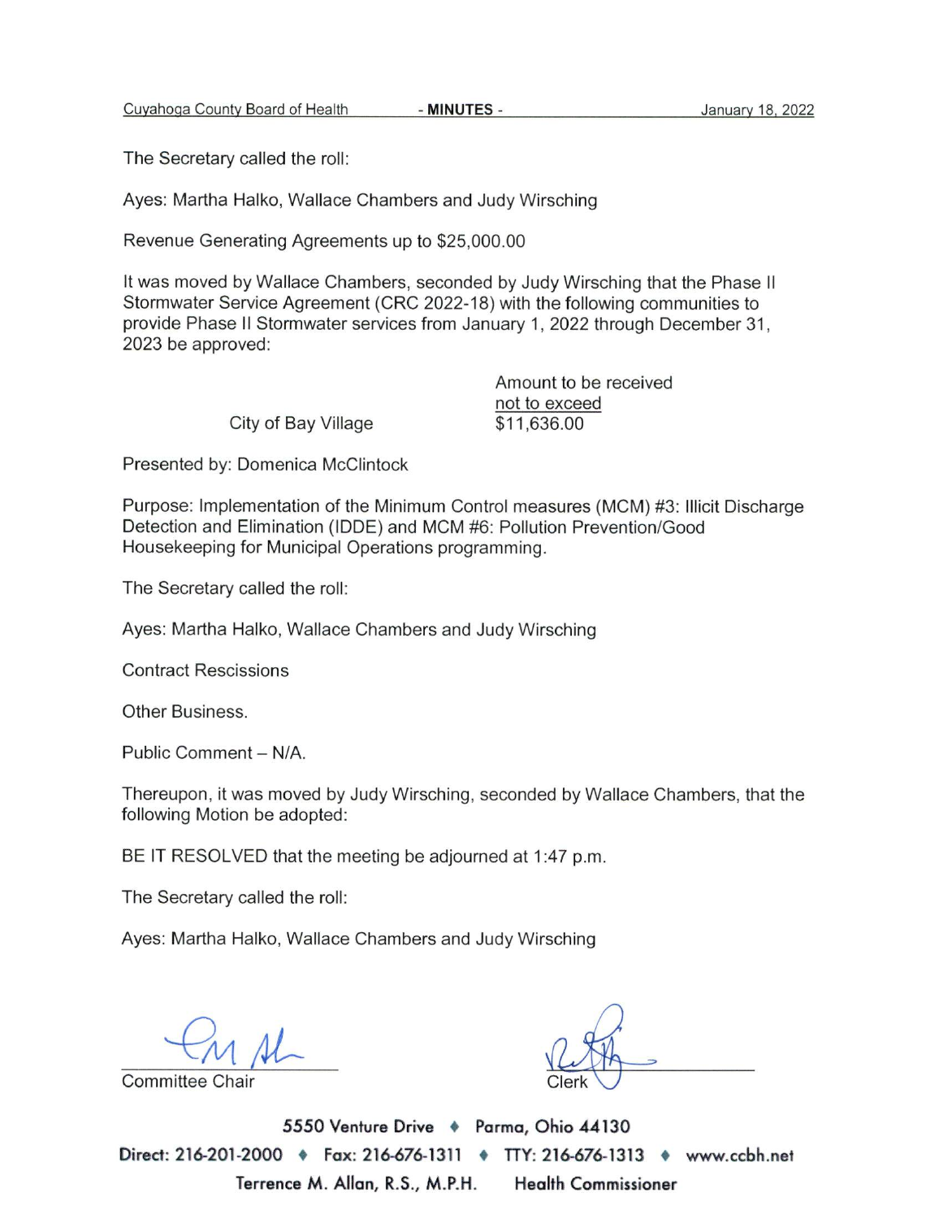The Secretary called the roll:

Ayes: Martha Halko, Wallace Chambers and Judy Wirsching

Revenue Generating Agreements up to $25,000.00

It was moved by Wallace Chambers, seconded by Judy Wirsching that the Phase II Stormwater Service Agreement (CRC 2022-18) with the following communities to provide Phase II Stormwater services from January 1, 2022 through December 31, 2023 be approved:

| | Amount to be received <u>not to exceed</u> |
|---|---|
| City of Bay Village | $11,636.00 |

Presented by: Domenica McClintock

Purpose: Implementation of the Minimum Control measures (MCM) #3: Illicit Discharge Detection and Elimination (IDDE) and MCM #6: Pollution Prevention/Good Housekeeping for Municipal Operations programming.

The Secretary called the roll:

Ayes: Martha Halko, Wallace Chambers and Judy Wirsching

Contract Rescissions

Other Business.

Public Comment – N/A.

Thereupon, it was moved by Judy Wirsching, seconded by Wallace Chambers, that the following Motion be adopted:

BE IT RESOLVED that the meeting be adjourned at 1:47 p.m.

The Secretary called the roll:

Ayes: Martha Halko, Wallace Chambers and Judy Wirsching

Committee Chair

Clerk

5550 Venture Drive ♦ Parma, Ohio 44130

Direct: 216-201-2000 ♦ Fax: 216-676-1311 ♦ TTY: 216-676-1313 ♦ www.ccbh.net

Terrence M. Allan, R.S., M.P.H. Health Commissioner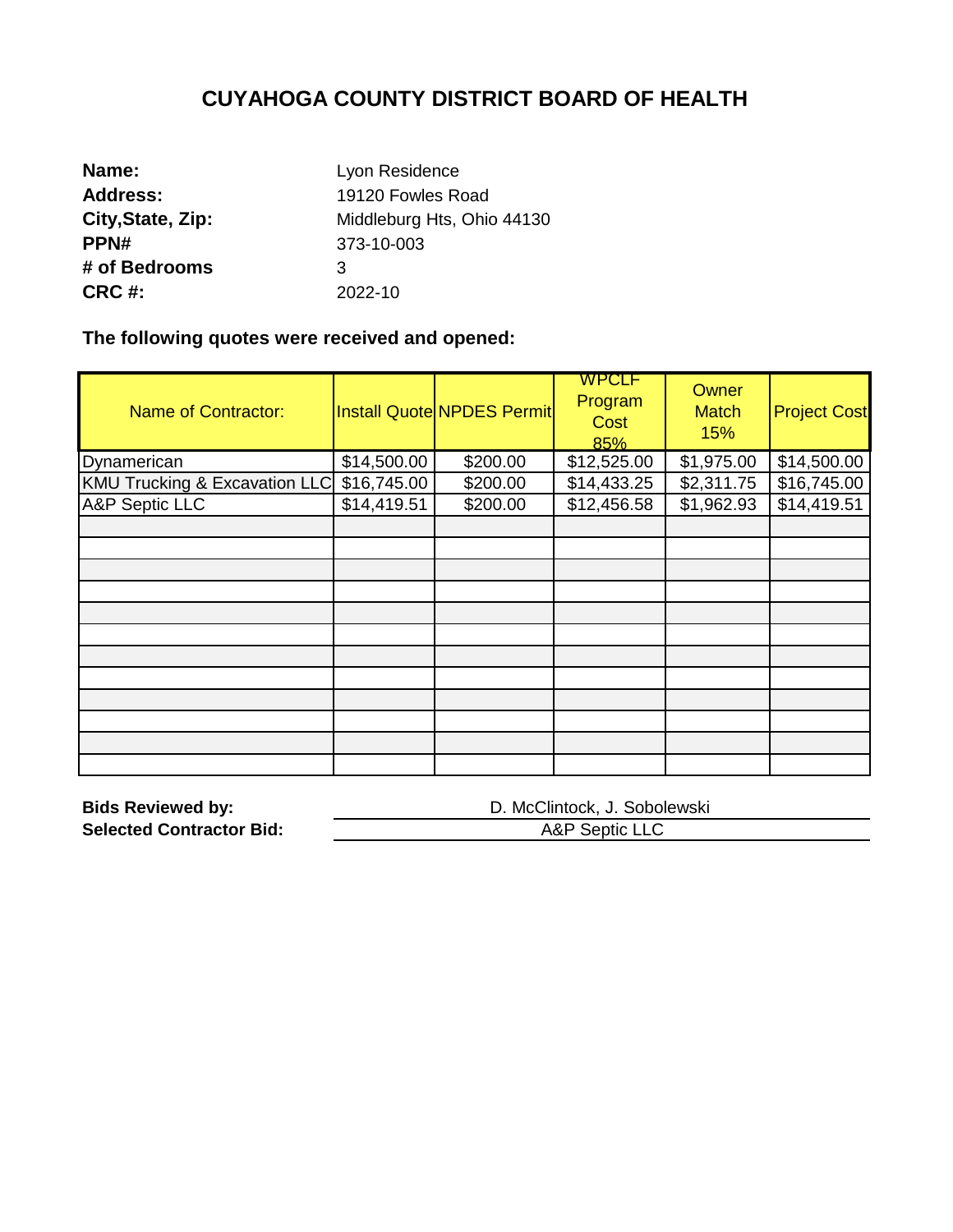# CUYAHOGA COUNTY DISTRICT BOARD OF HEALTH

**Name:** Lyon Residence
**Address:** 19120 Fowles Road
**City,State, Zip:** Middleburg Hts, Ohio 44130
**PPN#** 373-10-003
**# of Bedrooms** 3
**CRC #:** 2022-10

**The following quotes were received and opened:**

| Name of Contractor: | Install Quote | NPDES Permit | WPCLF Program Cost 85% | Owner Match 15% | Project Cost |
|---|---|---|---|---|---|
| Dynamerican | $14,500.00 | $200.00 | $12,525.00 | $1,975.00 | $14,500.00 |
| KMU Trucking & Excavation LLC | $16,745.00 | $200.00 | $14,433.25 | $2,311.75 | $16,745.00 |
| A&P Septic LLC | $14,419.51 | $200.00 | $12,456.58 | $1,962.93 | $14,419.51 |
| | | | | | |
| | | | | | |
| | | | | | |
| | | | | | |
| | | | | | |
| | | | | | |
| | | | | | |
| | | | | | |
| | | | | | |
| | | | | | |
| | | | | | |
| | | | | | |

**Bids Reviewed by:** D. McClintock, J. Sobolewski
**Selected Contractor Bid:** A&P Septic LLC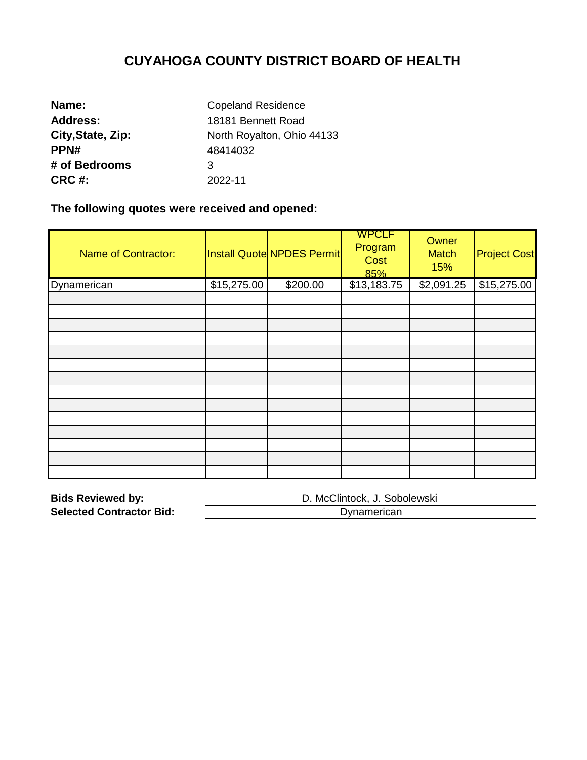# CUYAHOGA COUNTY DISTRICT BOARD OF HEALTH

**Name:** Copeland Residence
**Address:** 18181 Bennett Road
**City,State, Zip:** North Royalton, Ohio 44133
**PPN#** 48414032
**# of Bedrooms** 3
**CRC #:** 2022-11

**The following quotes were received and opened:**

| Name of Contractor: | Install Quote | NPDES Permit | WPCLF Program Cost 85% | Owner Match 15% | Project Cost |
|---|---|---|---|---|---|
| Dynamerican | $15,275.00 | $200.00 | $13,183.75 | $2,091.25 | $15,275.00 |
| | | | | | |
| | | | | | |
| | | | | | |
| | | | | | |
| | | | | | |
| | | | | | |
| | | | | | |
| | | | | | |
| | | | | | |
| | | | | | |
| | | | | | |
| | | | | | |
| | | | | | |
| | | | | | |

**Bids Reviewed by:** D. McClintock, J. Sobolewski
**Selected Contractor Bid:** Dynamerican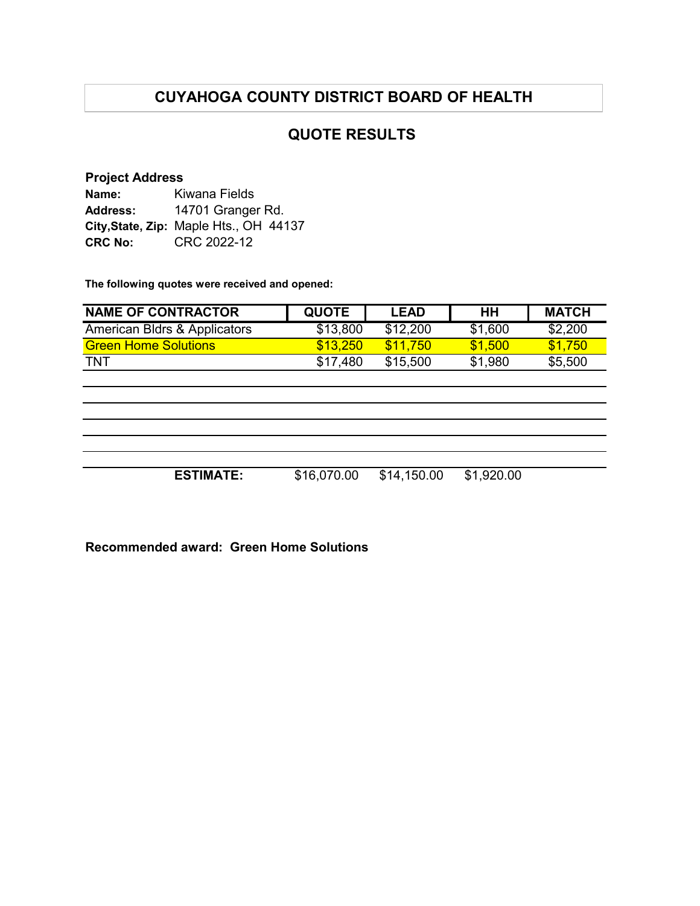# CUYAHOGA COUNTY DISTRICT BOARD OF HEALTH

## QUOTE RESULTS

**Project Address**

**Name:** Kiwana Fields
**Address:** 14701 Granger Rd.
**City,State, Zip:** Maple Hts., OH 44137
**CRC No:** CRC 2022-12

**The following quotes were received and opened:**

| NAME OF CONTRACTOR | QUOTE | LEAD | HH | MATCH |
|---|---|---|---|---|
| American Bldrs & Applicators | $13,800 | $12,200 | $1,600 | $2,200 |
| Green Home Solutions | $13,250 | $11,750 | $1,500 | $1,750 |
| TNT | $17,480 | $15,500 | $1,980 | $5,500 |
| | | | | |
| | | | | |
| | | | | |
| | | | | |
| | | | | |
| **ESTIMATE:** | $16,070.00 | $14,150.00 | $1,920.00 | |

**Recommended award: Green Home Solutions**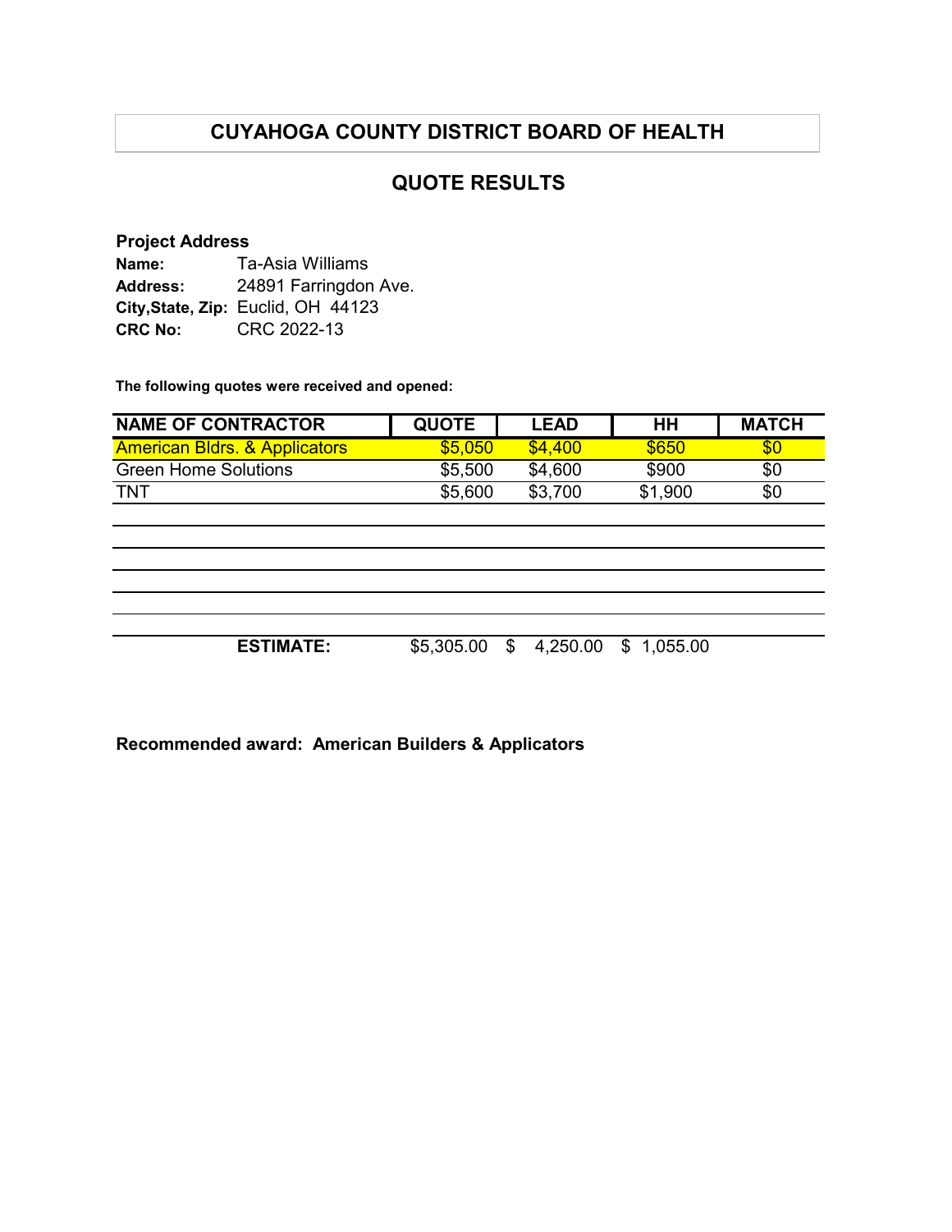# CUYAHOGA COUNTY DISTRICT BOARD OF HEALTH

## QUOTE RESULTS

**Project Address**

**Name:** Ta-Asia Williams
**Address:** 24891 Farringdon Ave.
**City,State, Zip:** Euclid, OH 44123
**CRC No:** CRC 2022-13

**The following quotes were received and opened:**

| NAME OF CONTRACTOR | QUOTE | LEAD | HH | MATCH |
|---|---|---|---|---|
| American Bldrs. & Applicators | $5,050 | $4,400 | $650 | $0 |
| Green Home Solutions | $5,500 | $4,600 | $900 | $0 |
| TNT | $5,600 | $3,700 | $1,900 | $0 |
| | | | | |
| | | | | |
| | | | | |
| | | | | |
| | | | | |
| **ESTIMATE:** | $5,305.00 | $ 4,250.00 | $ 1,055.00 | |

**Recommended award: American Builders & Applicators**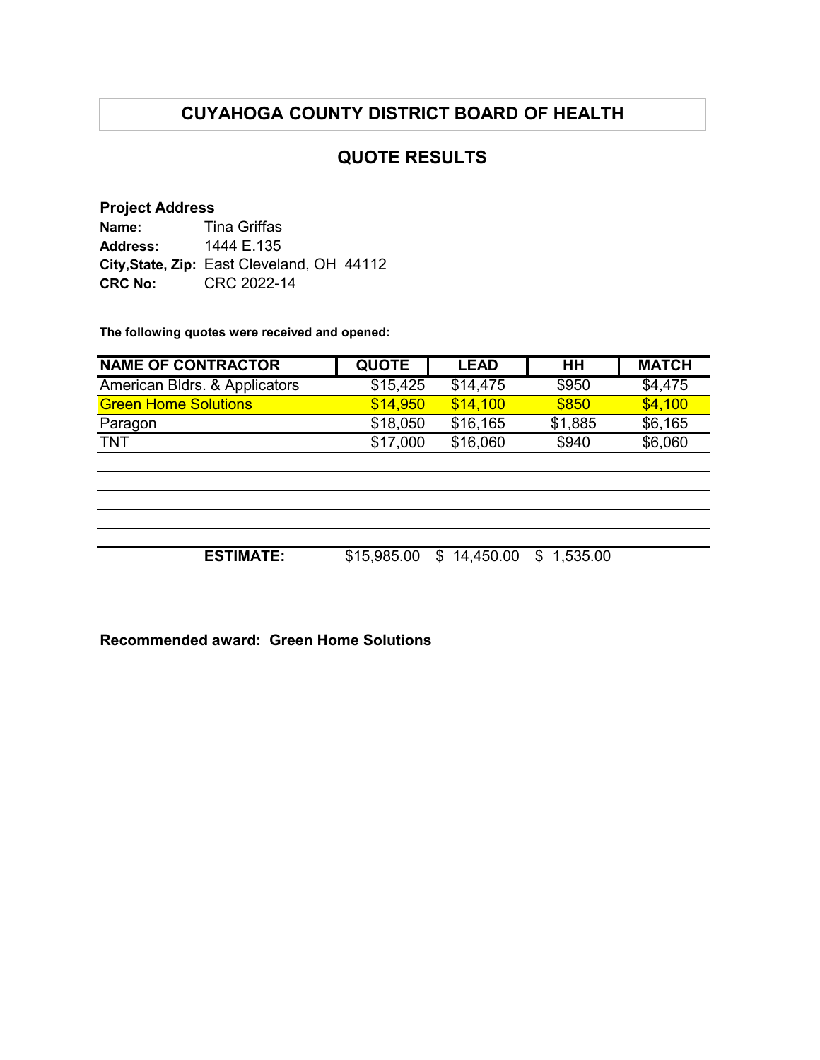## CUYAHOGA COUNTY DISTRICT BOARD OF HEALTH

## QUOTE RESULTS

**Project Address**

**Name:** Tina Griffas
**Address:** 1444 E.135
**City,State, Zip:** East Cleveland, OH 44112
**CRC No:** CRC 2022-14

**The following quotes were received and opened:**

| NAME OF CONTRACTOR | QUOTE | LEAD | HH | MATCH |
|---|---|---|---|---|
| American Bldrs. & Applicators | $15,425 | $14,475 | $950 | $4,475 |
| Green Home Solutions | $14,950 | $14,100 | $850 | $4,100 |
| Paragon | $18,050 | $16,165 | $1,885 | $6,165 |
| TNT | $17,000 | $16,060 | $940 | $6,060 |
| | | | | |
| | | | | |
| | | | | |
| | | | | |
| **ESTIMATE:** | $15,985.00 | $ 14,450.00 | $ 1,535.00 | |

**Recommended award: Green Home Solutions**